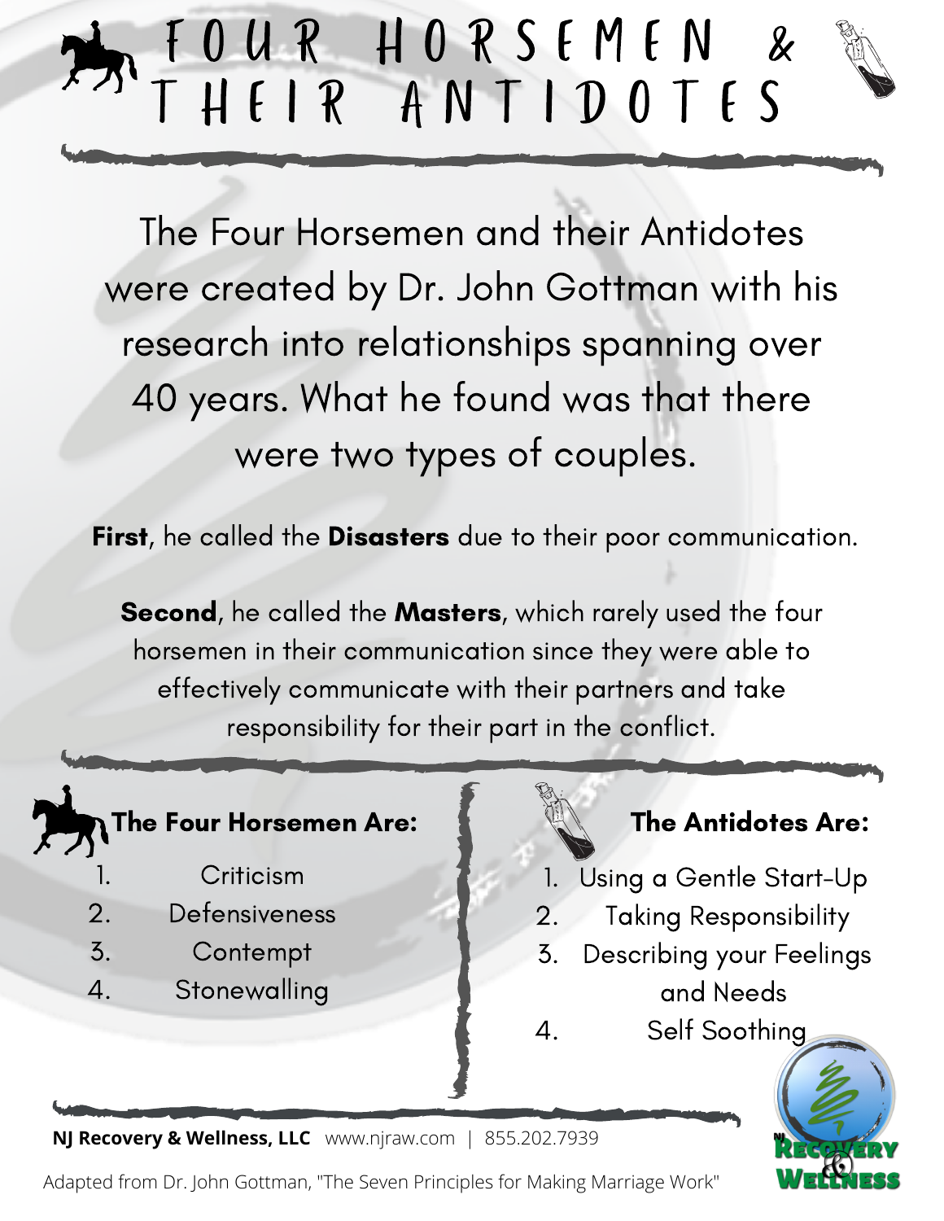# FOUR HORSEMEN & THEIR ANTIDOTES

The Four Horsemen and their Antidotes were created by Dr. John Gottman with his research into relationships spanning over 40 years. What he found was that there were two types of couples.

**First**, he called the **Disasters** due to their poor communication.

**Second**, he called the **Masters**, which rarely used the four horsemen in their communication since they were able to effectively communicate with their partners and take responsibility for their part in the conflict.

## The Four Horsemen Are:

1. Criticism
2. Defensiveness
3. Contempt
4. Stonewalling

## The Antidotes Are:

1. Using a Gentle Start-Up
2. Taking Responsibility
3. Describing your Feelings and Needs
4. Self Soothing

**NJ Recovery & Wellness, LLC** www.njraw.com | 855.202.7939

Adapted from Dr. John Gottman, "The Seven Principles for Making Marriage Work"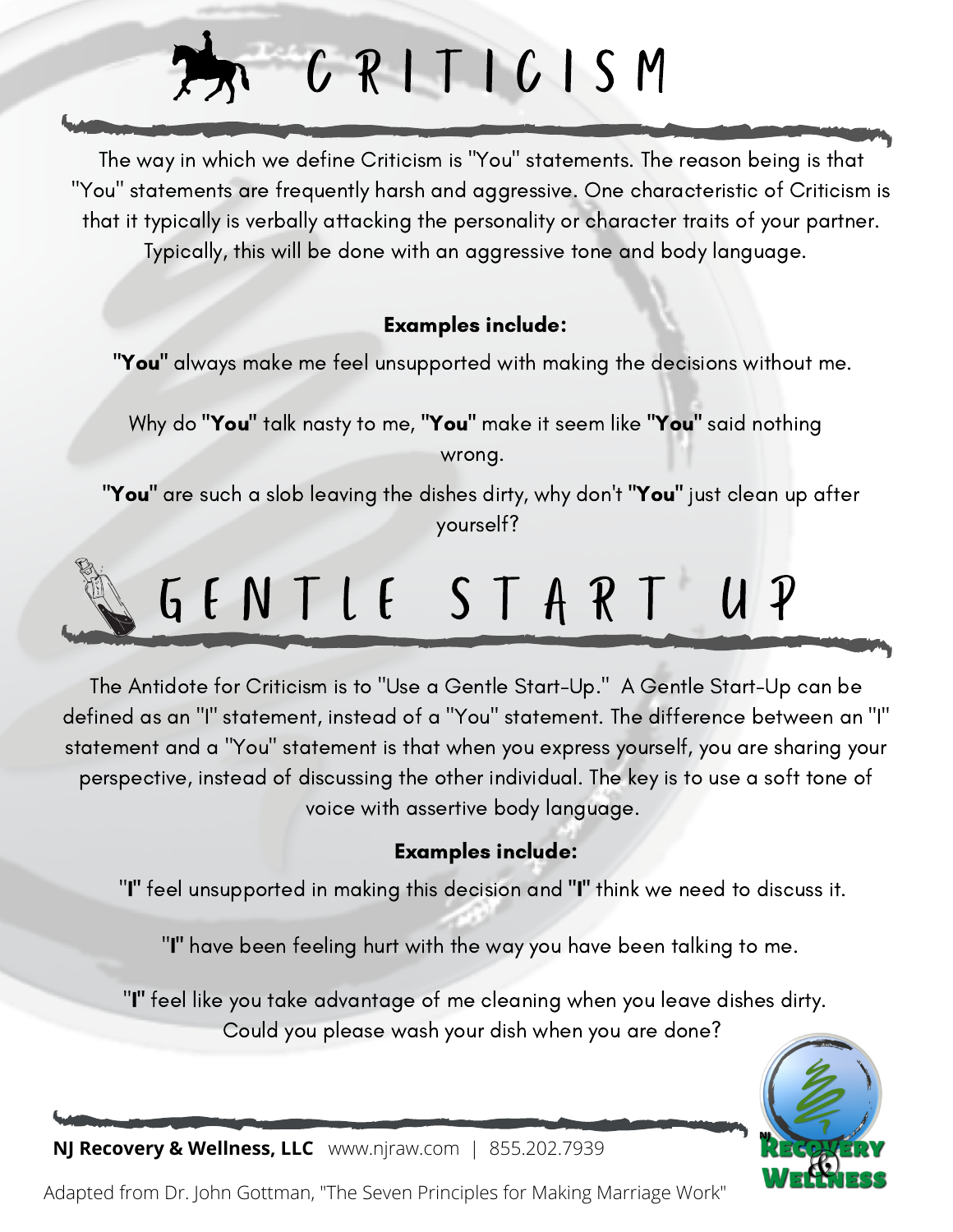# CRITICISM

The way in which we define Criticism is "You" statements. The reason being is that "You" statements are frequently harsh and aggressive. One characteristic of Criticism is that it typically is verbally attacking the personality or character traits of your partner. Typically, this will be done with an aggressive tone and body language.

**Examples include:**

**"You"** always make me feel unsupported with making the decisions without me.

Why do **"You"** talk nasty to me, **"You"** make it seem like **"You"** said nothing wrong.

**"You"** are such a slob leaving the dishes dirty, why don't **"You"** just clean up after yourself?

# GENTLE START UP

The Antidote for Criticism is to "Use a Gentle Start-Up." A Gentle Start-Up can be defined as an "I" statement, instead of a "You" statement. The difference between an "I" statement and a "You" statement is that when you express yourself, you are sharing your perspective, instead of discussing the other individual. The key is to use a soft tone of voice with assertive body language.

**Examples include:**

"**I**" feel unsupported in making this decision and **"I"** think we need to discuss it.

"**I**" have been feeling hurt with the way you have been talking to me.

"**I**" feel like you take advantage of me cleaning when you leave dishes dirty. Could you please wash your dish when you are done?

**NJ Recovery & Wellness, LLC** www.njraw.com | 855.202.7939

Adapted from Dr. John Gottman, "The Seven Principles for Making Marriage Work"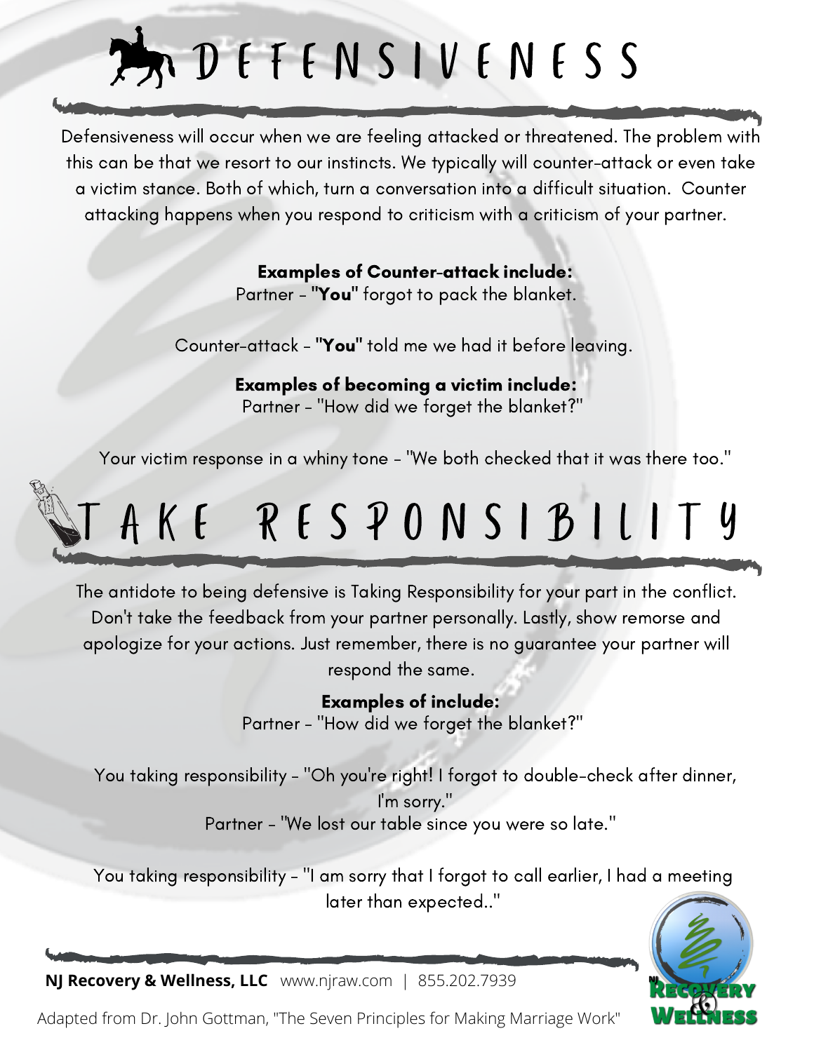# DEFENSIVENESS

Defensiveness will occur when we are feeling attacked or threatened. The problem with this can be that we resort to our instincts. We typically will counter-attack or even take a victim stance. Both of which, turn a conversation into a difficult situation. Counter attacking happens when you respond to criticism with a criticism of your partner.

**Examples of Counter-attack include:**
Partner - "**You**" forgot to pack the blanket.

Counter-attack - "**You**" told me we had it before leaving.

**Examples of becoming a victim include:**
Partner - "How did we forget the blanket?"

Your victim response in a whiny tone - "We both checked that it was there too."

# TAKE RESPONSIBILITY

The antidote to being defensive is Taking Responsibility for your part in the conflict. Don't take the feedback from your partner personally. Lastly, show remorse and apologize for your actions. Just remember, there is no guarantee your partner will respond the same.

**Examples of include:**
Partner - "How did we forget the blanket?"

You taking responsibility - "Oh you're right! I forgot to double-check after dinner, I'm sorry."
Partner - "We lost our table since you were so late."

You taking responsibility - "I am sorry that I forgot to call earlier, I had a meeting later than expected.."

**NJ Recovery & Wellness, LLC** www.njraw.com | 855.202.7939

Adapted from Dr. John Gottman, "The Seven Principles for Making Marriage Work"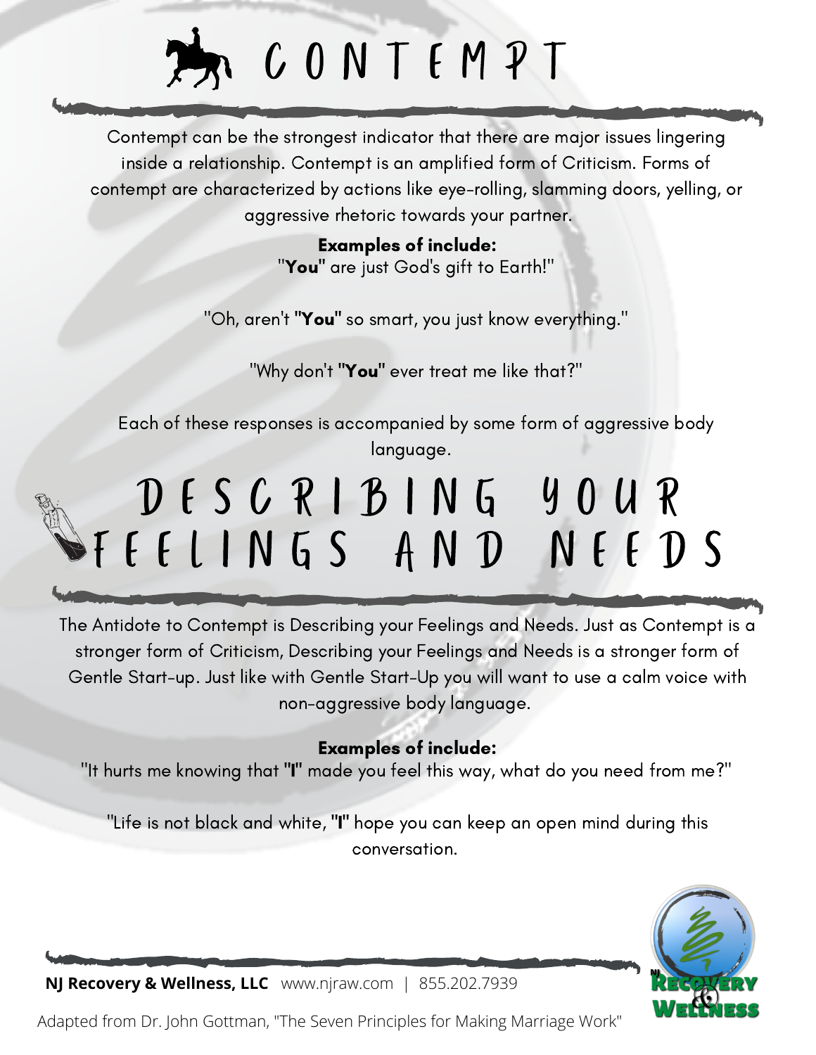# CONTEMPT

Contempt can be the strongest indicator that there are major issues lingering inside a relationship. Contempt is an amplified form of Criticism. Forms of contempt are characterized by actions like eye-rolling, slamming doors, yelling, or aggressive rhetoric towards your partner.

**Examples of include:**

"**You"** are just God's gift to Earth!"

"Oh, aren't **"You"** so smart, you just know everything."

"Why don't **"You"** ever treat me like that?"

Each of these responses is accompanied by some form of aggressive body language.

# DESCRIBING YOUR FEELINGS AND NEEDS

The Antidote to Contempt is Describing your Feelings and Needs. Just as Contempt is a stronger form of Criticism, Describing your Feelings and Needs is a stronger form of Gentle Start-up. Just like with Gentle Start-Up you will want to use a calm voice with non-aggressive body language.

**Examples of include:**

"It hurts me knowing that **"I"** made you feel this way, what do you need from me?"

"Life is not black and white, **"I"** hope you can keep an open mind during this conversation.

**NJ Recovery & Wellness, LLC** www.njraw.com | 855.202.7939

Adapted from Dr. John Gottman, "The Seven Principles for Making Marriage Work"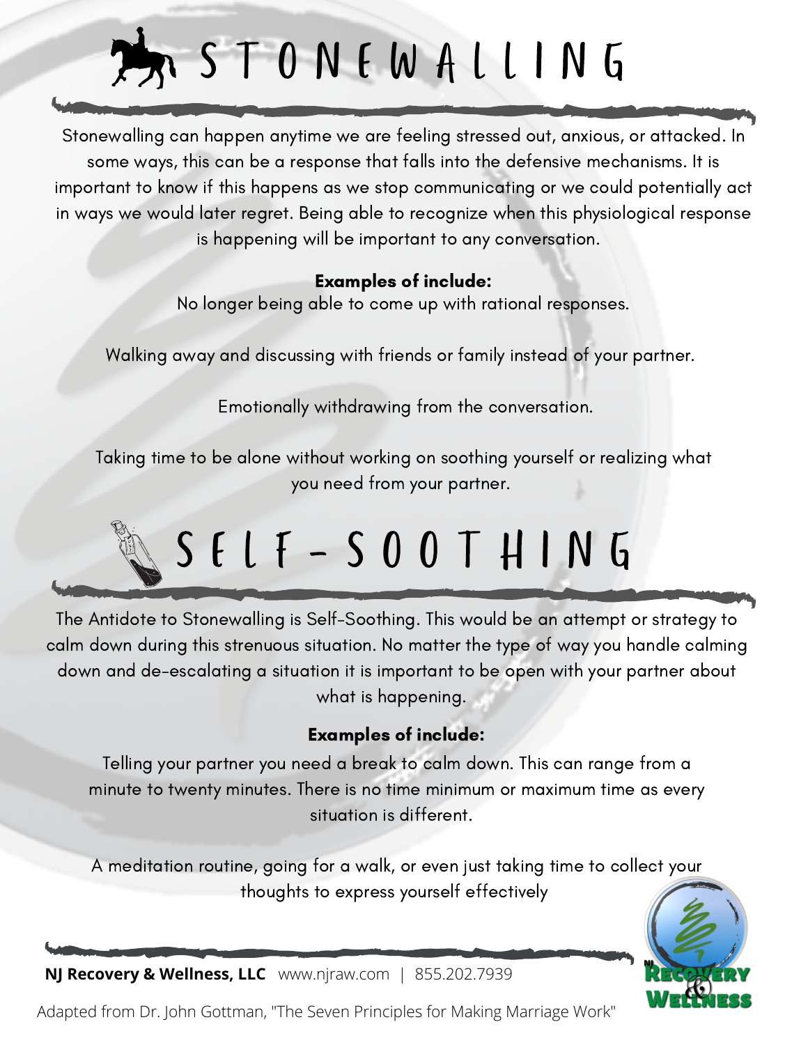# STONEWALLING

Stonewalling can happen anytime we are feeling stressed out, anxious, or attacked. In some ways, this can be a response that falls into the defensive mechanisms. It is important to know if this happens as we stop communicating or we could potentially act in ways we would later regret. Being able to recognize when this physiological response is happening will be important to any conversation.

**Examples of include:**

No longer being able to come up with rational responses.

Walking away and discussing with friends or family instead of your partner.

Emotionally withdrawing from the conversation.

Taking time to be alone without working on soothing yourself or realizing what you need from your partner.

# SELF-SOOTHING

The Antidote to Stonewalling is Self-Soothing. This would be an attempt or strategy to calm down during this strenuous situation. No matter the type of way you handle calming down and de-escalating a situation it is important to be open with your partner about what is happening.

**Examples of include:**

Telling your partner you need a break to calm down. This can range from a minute to twenty minutes. There is no time minimum or maximum time as every situation is different.

A meditation routine, going for a walk, or even just taking time to collect your thoughts to express yourself effectively

**NJ Recovery & Wellness, LLC** www.njraw.com | 855.202.7939

Adapted from Dr. John Gottman, "The Seven Principles for Making Marriage Work"